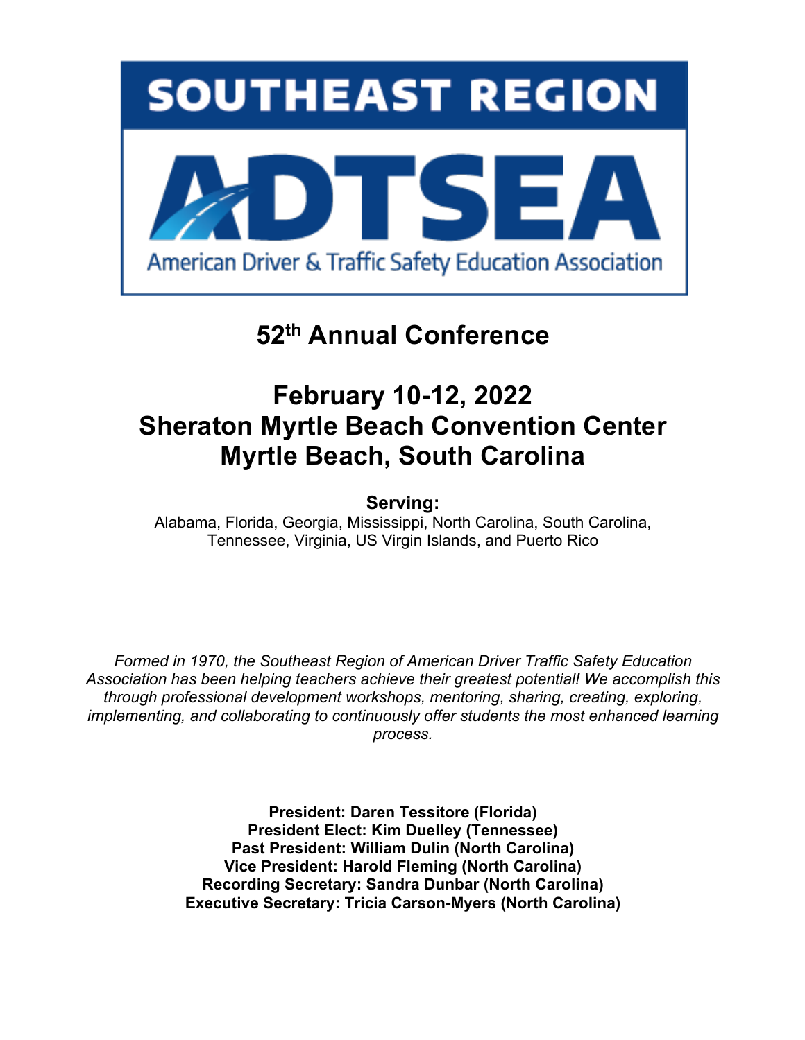# SOUTHEAST REGION

# ADTSEA

American Driver & Traffic Safety Education Association

## 52th Annual Conference

## February 10-12, 2022
## Sheraton Myrtle Beach Convention Center
## Myrtle Beach, South Carolina

**Serving:**

Alabama, Florida, Georgia, Mississippi, North Carolina, South Carolina, Tennessee, Virginia, US Virgin Islands, and Puerto Rico

*Formed in 1970, the Southeast Region of American Driver Traffic Safety Education Association has been helping teachers achieve their greatest potential! We accomplish this through professional development workshops, mentoring, sharing, creating, exploring, implementing, and collaborating to continuously offer students the most enhanced learning process.*

**President: Daren Tessitore (Florida)**
**President Elect: Kim Duelley (Tennessee)**
**Past President: William Dulin (North Carolina)**
**Vice President: Harold Fleming (North Carolina)**
**Recording Secretary: Sandra Dunbar (North Carolina)**
**Executive Secretary: Tricia Carson-Myers (North Carolina)**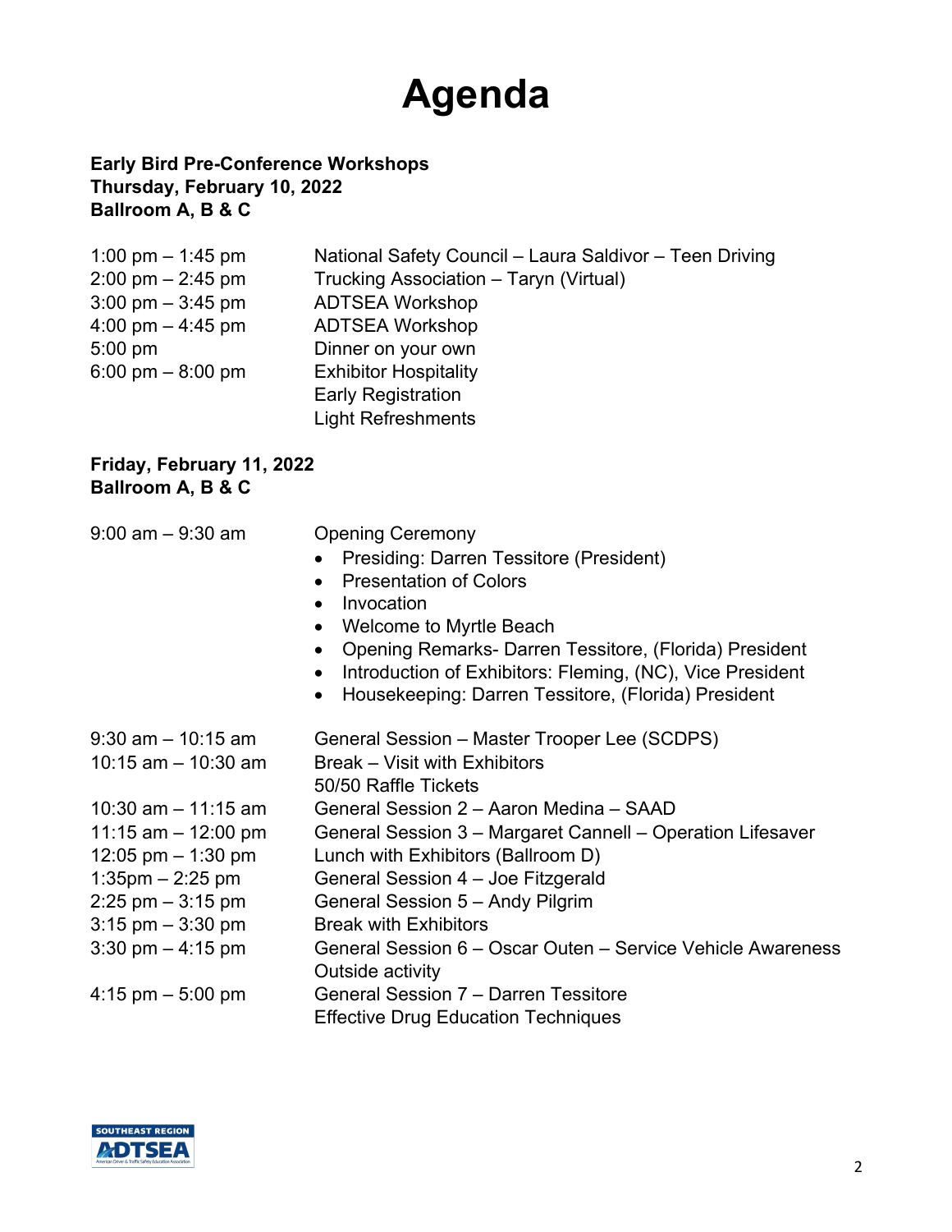# Agenda

**Early Bird Pre-Conference Workshops**
**Thursday, February 10, 2022**
**Ballroom A, B & C**

| | |
|---|---|
| 1:00 pm – 1:45 pm | National Safety Council – Laura Saldivor – Teen Driving |
| 2:00 pm – 2:45 pm | Trucking Association – Taryn (Virtual) |
| 3:00 pm – 3:45 pm | ADTSEA Workshop |
| 4:00 pm – 4:45 pm | ADTSEA Workshop |
| 5:00 pm | Dinner on your own |
| 6:00 pm – 8:00 pm | Exhibitor Hospitality<br>Early Registration<br>Light Refreshments |

**Friday, February 11, 2022**
**Ballroom A, B & C**

| | |
|---|---|
| 9:00 am – 9:30 am | Opening Ceremony<br>• Presiding: Darren Tessitore (President)<br>• Presentation of Colors<br>• Invocation<br>• Welcome to Myrtle Beach<br>• Opening Remarks- Darren Tessitore, (Florida) President<br>• Introduction of Exhibitors: Fleming, (NC), Vice President<br>• Housekeeping: Darren Tessitore, (Florida) President |
| 9:30 am – 10:15 am | General Session – Master Trooper Lee (SCDPS) |
| 10:15 am – 10:30 am | Break – Visit with Exhibitors<br>50/50 Raffle Tickets |
| 10:30 am – 11:15 am | General Session 2 – Aaron Medina – SAAD |
| 11:15 am – 12:00 pm | General Session 3 – Margaret Cannell – Operation Lifesaver |
| 12:05 pm – 1:30 pm | Lunch with Exhibitors (Ballroom D) |
| 1:35pm – 2:25 pm | General Session 4 – Joe Fitzgerald |
| 2:25 pm – 3:15 pm | General Session 5 – Andy Pilgrim |
| 3:15 pm – 3:30 pm | Break with Exhibitors |
| 3:30 pm – 4:15 pm | General Session 6 – Oscar Outen – Service Vehicle Awareness<br>Outside activity |
| 4:15 pm – 5:00 pm | General Session 7 – Darren Tessitore<br>Effective Drug Education Techniques |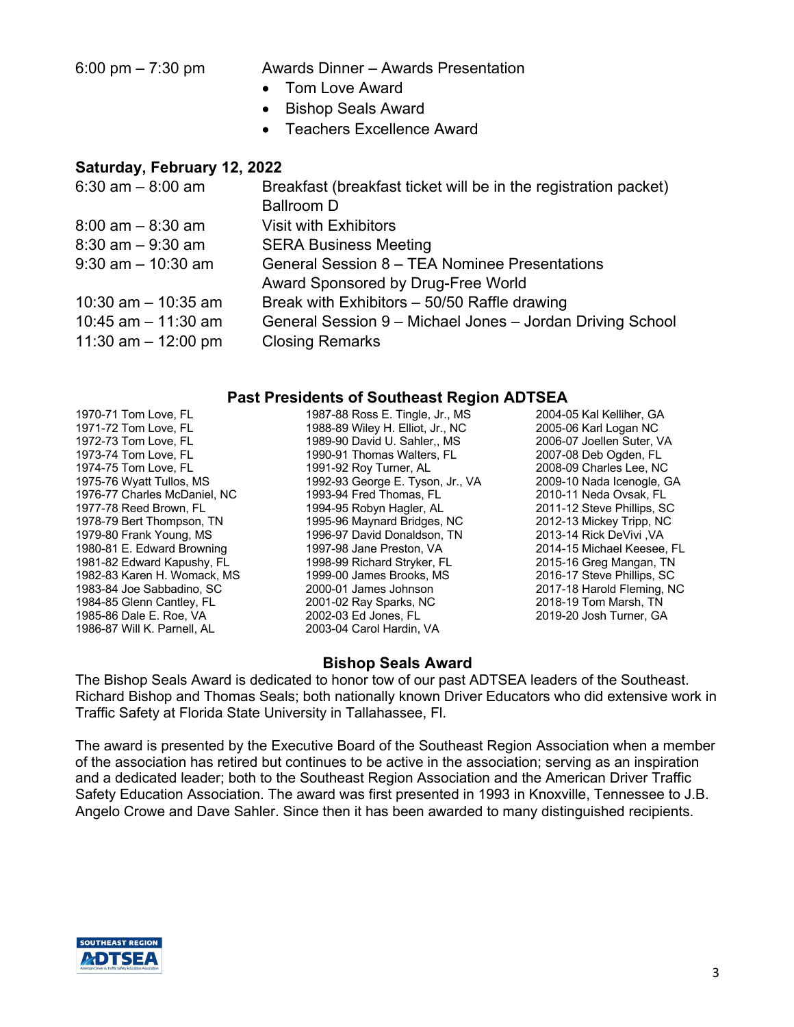| | |
|---|---|
| 6:00 pm – 7:30 pm | Awards Dinner – Awards Presentation<br>• Tom Love Award<br>• Bishop Seals Award<br>• Teachers Excellence Award |

**Saturday, February 12, 2022**

| | |
|---|---|
| 6:30 am – 8:00 am | Breakfast (breakfast ticket will be in the registration packet) Ballroom D |
| 8:00 am – 8:30 am | Visit with Exhibitors |
| 8:30 am – 9:30 am | SERA Business Meeting |
| 9:30 am – 10:30 am | General Session 8 – TEA Nominee Presentations<br>Award Sponsored by Drug-Free World |
| 10:30 am – 10:35 am | Break with Exhibitors – 50/50 Raffle drawing |
| 10:45 am – 11:30 am | General Session 9 – Michael Jones – Jordan Driving School |
| 11:30 am – 12:00 pm | Closing Remarks |

## Past Presidents of Southeast Region ADTSEA

1970-71 Tom Love, FL
1971-72 Tom Love, FL
1972-73 Tom Love, FL
1973-74 Tom Love, FL
1974-75 Tom Love, FL
1975-76 Wyatt Tullos, MS
1976-77 Charles McDaniel, NC
1977-78 Reed Brown, FL
1978-79 Bert Thompson, TN
1979-80 Frank Young, MS
1980-81 E. Edward Browning
1981-82 Edward Kapushy, FL
1982-83 Karen H. Womack, MS
1983-84 Joe Sabbadino, SC
1984-85 Glenn Cantley, FL
1985-86 Dale E. Roe, VA
1986-87 Will K. Parnell, AL
1987-88 Ross E. Tingle, Jr., MS
1988-89 Wiley H. Elliot, Jr., NC
1989-90 David U. Sahler,, MS
1990-91 Thomas Walters, FL
1991-92 Roy Turner, AL
1992-93 George E. Tyson, Jr., VA
1993-94 Fred Thomas, FL
1994-95 Robyn Hagler, AL
1995-96 Maynard Bridges, NC
1996-97 David Donaldson, TN
1997-98 Jane Preston, VA
1998-99 Richard Stryker, FL
1999-00 James Brooks, MS
2000-01 James Johnson
2001-02 Ray Sparks, NC
2002-03 Ed Jones, FL
2003-04 Carol Hardin, VA
2004-05 Kal Kelliher, GA
2005-06 Karl Logan NC
2006-07 Joellen Suter, VA
2007-08 Deb Ogden, FL
2008-09 Charles Lee, NC
2009-10 Nada Icenogle, GA
2010-11 Neda Ovsak, FL
2011-12 Steve Phillips, SC
2012-13 Mickey Tripp, NC
2013-14 Rick DeVivi ,VA
2014-15 Michael Keesee, FL
2015-16 Greg Mangan, TN
2016-17 Steve Phillips, SC
2017-18 Harold Fleming, NC
2018-19 Tom Marsh, TN
2019-20 Josh Turner, GA

## Bishop Seals Award

The Bishop Seals Award is dedicated to honor tow of our past ADTSEA leaders of the Southeast. Richard Bishop and Thomas Seals; both nationally known Driver Educators who did extensive work in Traffic Safety at Florida State University in Tallahassee, Fl.

The award is presented by the Executive Board of the Southeast Region Association when a member of the association has retired but continues to be active in the association; serving as an inspiration and a dedicated leader; both to the Southeast Region Association and the American Driver Traffic Safety Education Association. The award was first presented in 1993 in Knoxville, Tennessee to J.B. Angelo Crowe and Dave Sahler. Since then it has been awarded to many distinguished recipients.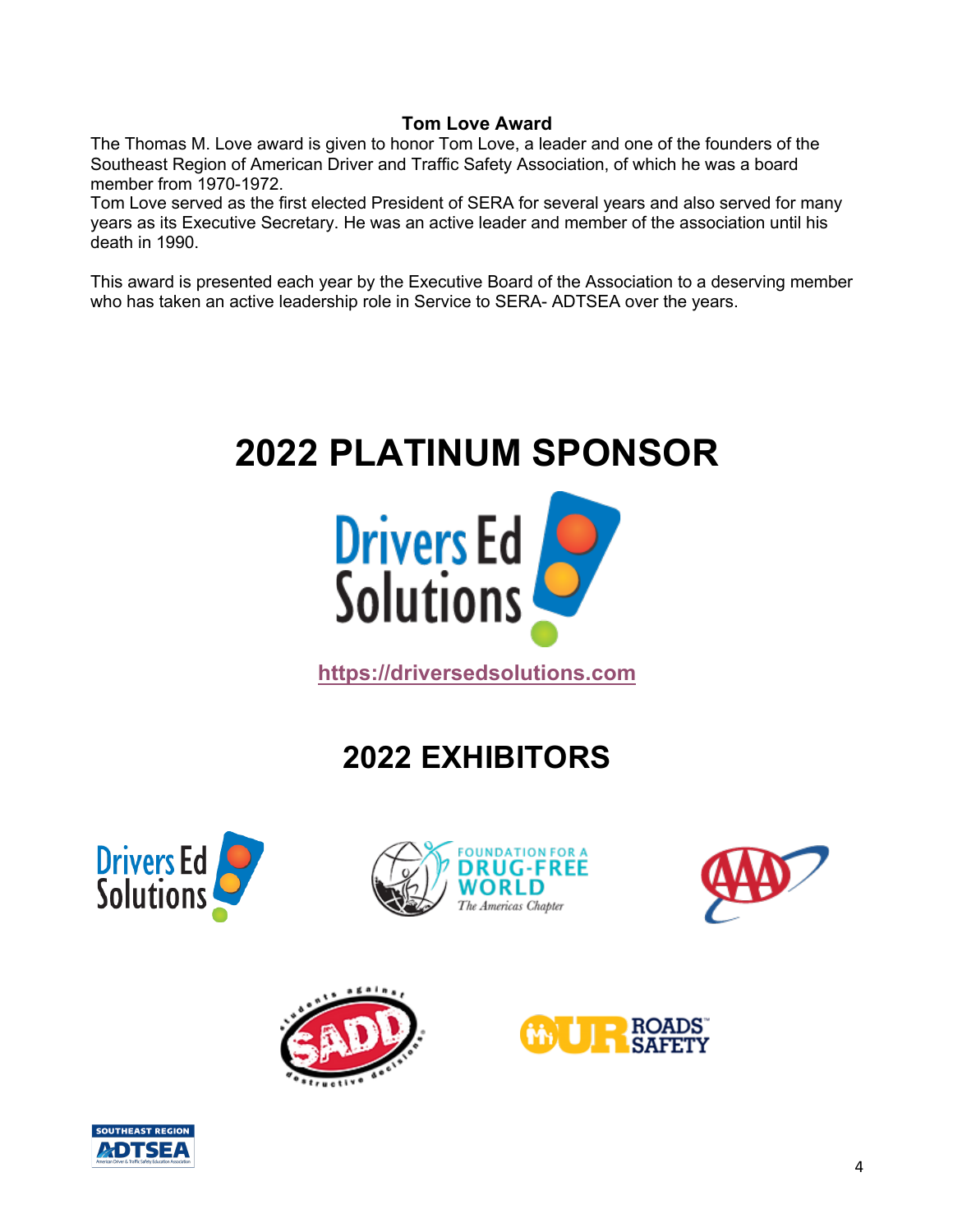### Tom Love Award

The Thomas M. Love award is given to honor Tom Love, a leader and one of the founders of the Southeast Region of American Driver and Traffic Safety Association, of which he was a board member from 1970-1972.
Tom Love served as the first elected President of SERA for several years and also served for many years as its Executive Secretary. He was an active leader and member of the association until his death in 1990.

This award is presented each year by the Executive Board of the Association to a deserving member who has taken an active leadership role in Service to SERA- ADTSEA over the years.

# 2022 PLATINUM SPONSOR

Drivers Ed Solutions

https://driversedsolutions.com

## 2022 EXHIBITORS

Drivers Ed Solutions

Foundation for a Drug-Free World – The Americas Chapter

AAA

SADD – Students Against Destructive Decisions

Our Roads Our Safety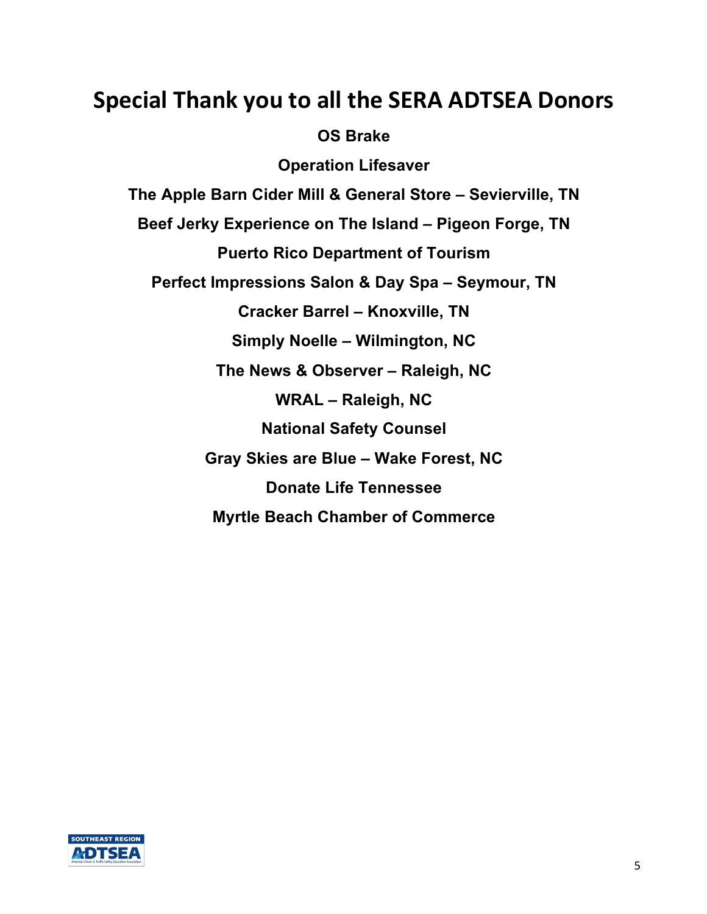# Special Thank you to all the SERA ADTSEA Donors

**OS Brake**

**Operation Lifesaver**

**The Apple Barn Cider Mill & General Store – Sevierville, TN**

**Beef Jerky Experience on The Island – Pigeon Forge, TN**

**Puerto Rico Department of Tourism**

**Perfect Impressions Salon & Day Spa – Seymour, TN**

**Cracker Barrel – Knoxville, TN**

**Simply Noelle – Wilmington, NC**

**The News & Observer – Raleigh, NC**

**WRAL – Raleigh, NC**

**National Safety Counsel**

**Gray Skies are Blue – Wake Forest, NC**

**Donate Life Tennessee**

**Myrtle Beach Chamber of Commerce**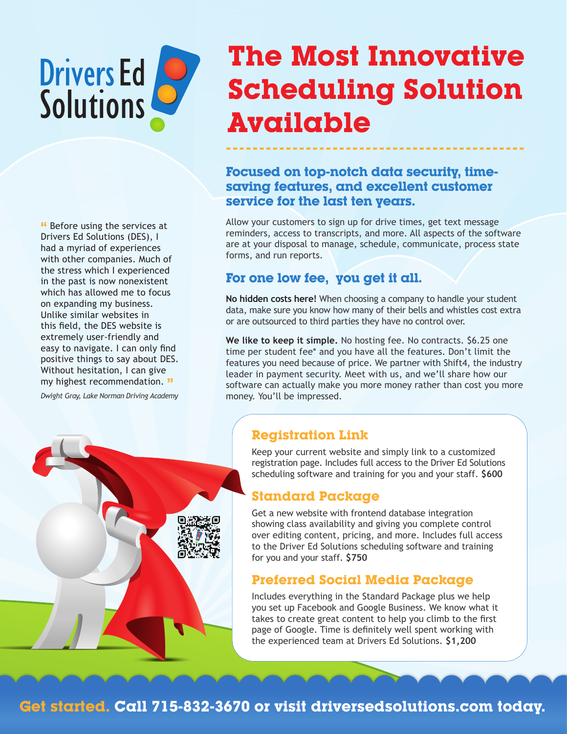Drivers Ed Solutions

# The Most Innovative Scheduling Solution Available

"Before using the services at Drivers Ed Solutions (DES), I had a myriad of experiences with other companies. Much of the stress which I experienced in the past is now nonexistent which has allowed me to focus on expanding my business. Unlike similar websites in this field, the DES website is extremely user-friendly and easy to navigate. I can only find positive things to say about DES. Without hesitation, I can give my highest recommendation."

*Dwight Gray, Lake Norman Driving Academy*

## Focused on top-notch data security, time-saving features, and excellent customer service for the last ten years.

Allow your customers to sign up for drive times, get text message reminders, access to transcripts, and more. All aspects of the software are at your disposal to manage, schedule, communicate, process state forms, and run reports.

## For one low fee, you get it all.

**No hidden costs here!** When choosing a company to handle your student data, make sure you know how many of their bells and whistles cost extra or are outsourced to third parties they have no control over.

**We like to keep it simple.** No hosting fee. No contracts. $6.25 one time per student fee* and you have all the features. Don't limit the features you need because of price. We partner with Shift4, the industry leader in payment security. Meet with us, and we'll share how our software can actually make you more money rather than cost you more money. You'll be impressed.

### Registration Link

Keep your current website and simply link to a customized registration page. Includes full access to the Driver Ed Solutions scheduling software and training for you and your staff. **$600**

### Standard Package

Get a new website with frontend database integration showing class availability and giving you complete control over editing content, pricing, and more. Includes full access to the Driver Ed Solutions scheduling software and training for you and your staff. **$750**

### Preferred Social Media Package

Includes everything in the Standard Package plus we help you set up Facebook and Google Business. We know what it takes to create great content to help you climb to the first page of Google. Time is definitely well spent working with the experienced team at Drivers Ed Solutions. **$1,200**

**Get started. Call 715-832-3670 or visit driversedsolutions.com today.**